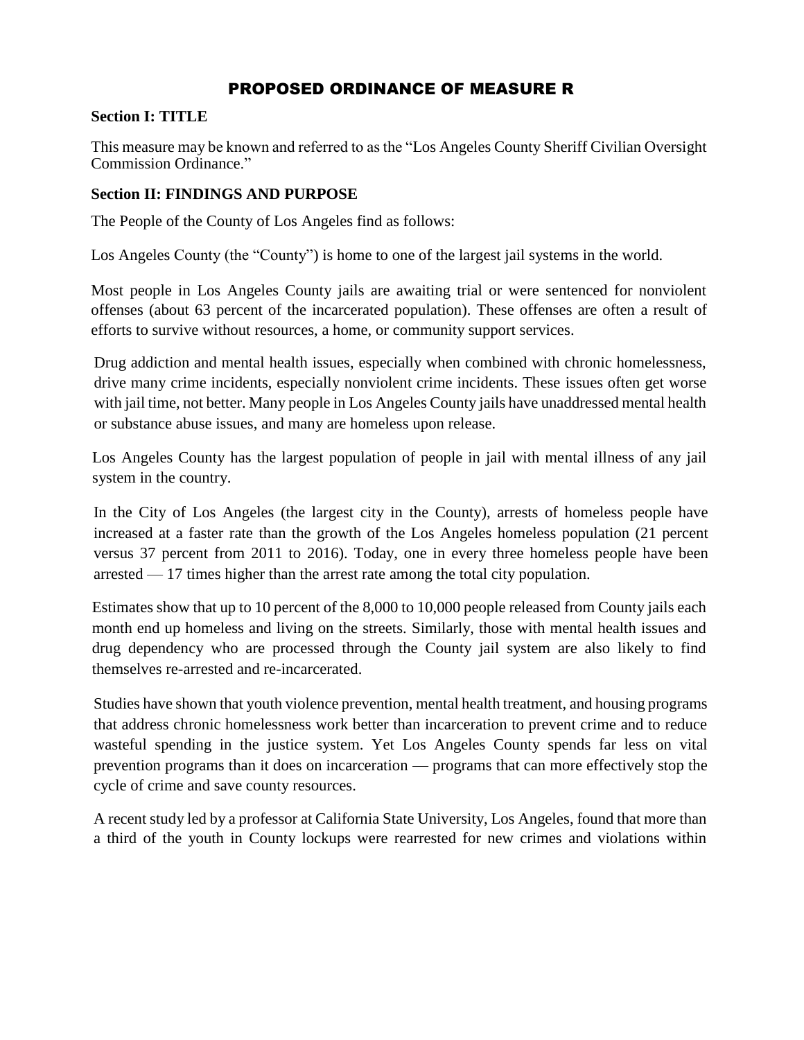# PROPOSED ORDINANCE OF MEASURE R

## Section I: TITLE

This measure may be known and referred to as the "Los Angeles County Sheriff Civilian Oversight Commission Ordinance."

## Section II: FINDINGS AND PURPOSE

The People of the County of Los Angeles find as follows:

Los Angeles County (the "County") is home to one of the largest jail systems in the world.

Most people in Los Angeles County jails are awaiting trial or were sentenced for nonviolent offenses (about 63 percent of the incarcerated population). These offenses are often a result of efforts to survive without resources, a home, or community support services.

Drug addiction and mental health issues, especially when combined with chronic homelessness, drive many crime incidents, especially nonviolent crime incidents. These issues often get worse with jail time, not better. Many people in Los Angeles County jails have unaddressed mental health or substance abuse issues, and many are homeless upon release.

Los Angeles County has the largest population of people in jail with mental illness of any jail system in the country.

In the City of Los Angeles (the largest city in the County), arrests of homeless people have increased at a faster rate than the growth of the Los Angeles homeless population (21 percent versus 37 percent from 2011 to 2016). Today, one in every three homeless people have been arrested — 17 times higher than the arrest rate among the total city population.

Estimates show that up to 10 percent of the 8,000 to 10,000 people released from County jails each month end up homeless and living on the streets. Similarly, those with mental health issues and drug dependency who are processed through the County jail system are also likely to find themselves re-arrested and re-incarcerated.

Studies have shown that youth violence prevention, mental health treatment, and housing programs that address chronic homelessness work better than incarceration to prevent crime and to reduce wasteful spending in the justice system. Yet Los Angeles County spends far less on vital prevention programs than it does on incarceration — programs that can more effectively stop the cycle of crime and save county resources.

A recent study led by a professor at California State University, Los Angeles, found that more than a third of the youth in County lockups were rearrested for new crimes and violations within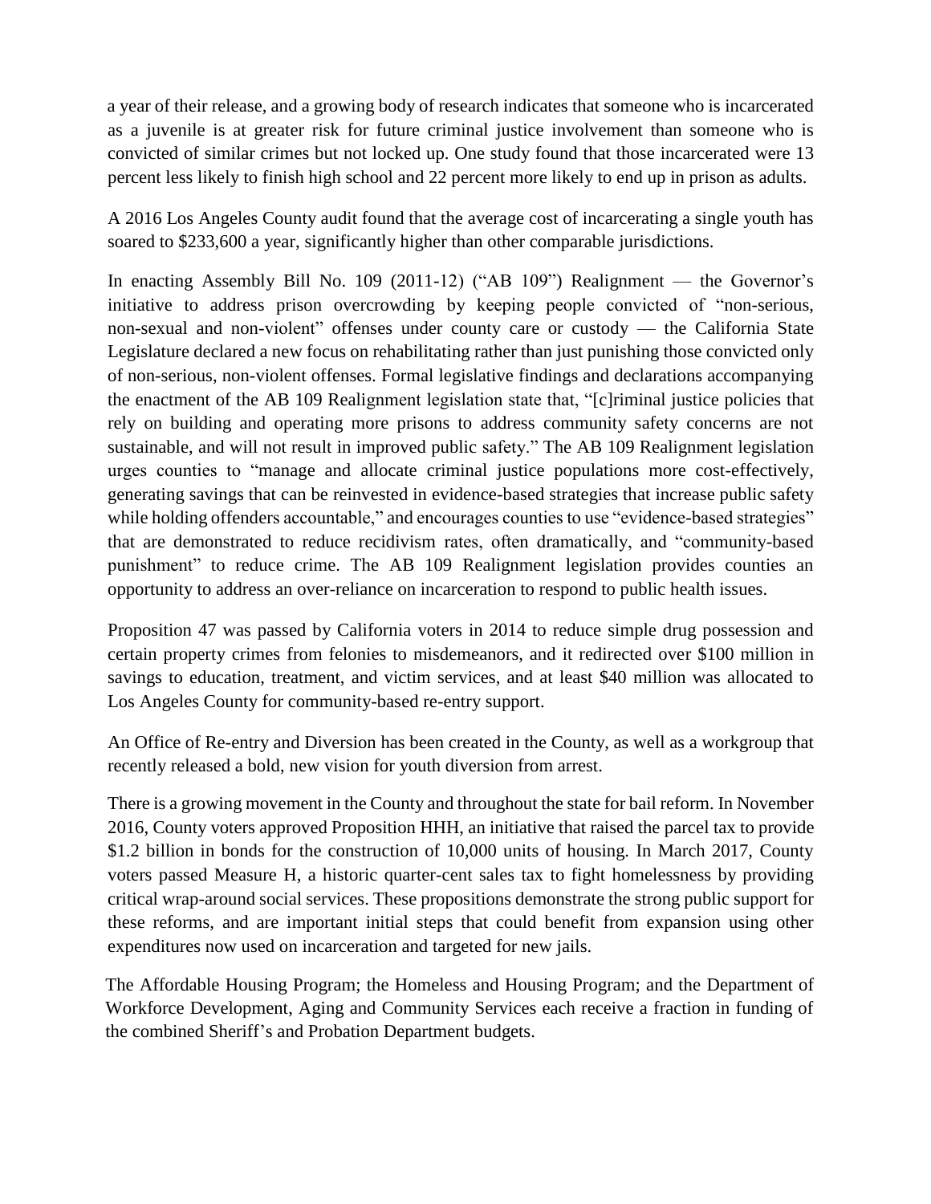a year of their release, and a growing body of research indicates that someone who is incarcerated as a juvenile is at greater risk for future criminal justice involvement than someone who is convicted of similar crimes but not locked up. One study found that those incarcerated were 13 percent less likely to finish high school and 22 percent more likely to end up in prison as adults.

A 2016 Los Angeles County audit found that the average cost of incarcerating a single youth has soared to $233,600 a year, significantly higher than other comparable jurisdictions.

In enacting Assembly Bill No. 109 (2011-12) ("AB 109") Realignment — the Governor's initiative to address prison overcrowding by keeping people convicted of "non-serious, non-sexual and non-violent" offenses under county care or custody — the California State Legislature declared a new focus on rehabilitating rather than just punishing those convicted only of non-serious, non-violent offenses. Formal legislative findings and declarations accompanying the enactment of the AB 109 Realignment legislation state that, "[c]riminal justice policies that rely on building and operating more prisons to address community safety concerns are not sustainable, and will not result in improved public safety." The AB 109 Realignment legislation urges counties to "manage and allocate criminal justice populations more cost-effectively, generating savings that can be reinvested in evidence-based strategies that increase public safety while holding offenders accountable," and encourages counties to use "evidence-based strategies" that are demonstrated to reduce recidivism rates, often dramatically, and "community-based punishment" to reduce crime. The AB 109 Realignment legislation provides counties an opportunity to address an over-reliance on incarceration to respond to public health issues.

Proposition 47 was passed by California voters in 2014 to reduce simple drug possession and certain property crimes from felonies to misdemeanors, and it redirected over $100 million in savings to education, treatment, and victim services, and at least $40 million was allocated to Los Angeles County for community-based re-entry support.

An Office of Re-entry and Diversion has been created in the County, as well as a workgroup that recently released a bold, new vision for youth diversion from arrest.

There is a growing movement in the County and throughout the state for bail reform. In November 2016, County voters approved Proposition HHH, an initiative that raised the parcel tax to provide $1.2 billion in bonds for the construction of 10,000 units of housing. In March 2017, County voters passed Measure H, a historic quarter-cent sales tax to fight homelessness by providing critical wrap-around social services. These propositions demonstrate the strong public support for these reforms, and are important initial steps that could benefit from expansion using other expenditures now used on incarceration and targeted for new jails.

The Affordable Housing Program; the Homeless and Housing Program; and the Department of Workforce Development, Aging and Community Services each receive a fraction in funding of the combined Sheriff's and Probation Department budgets.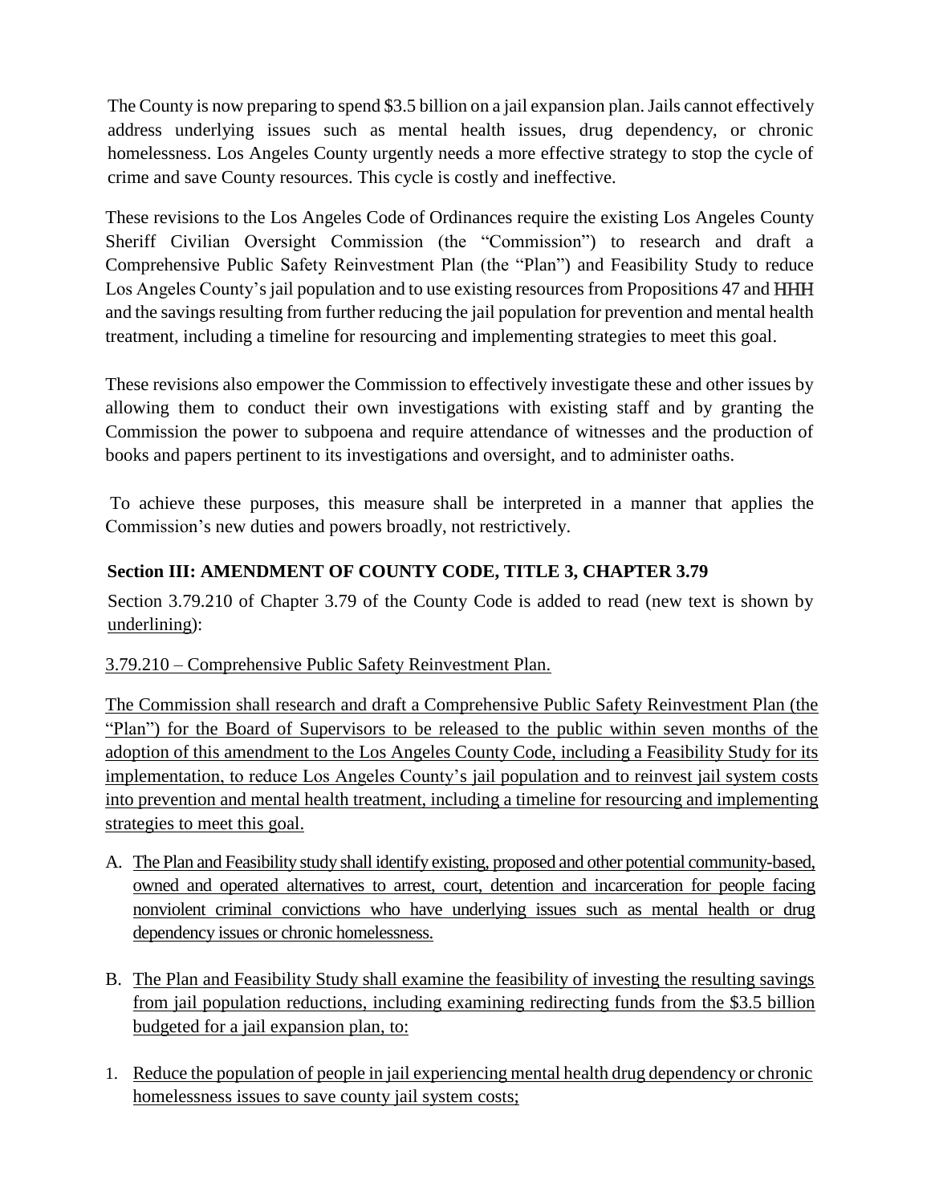The County is now preparing to spend $3.5 billion on a jail expansion plan. Jails cannot effectively address underlying issues such as mental health issues, drug dependency, or chronic homelessness. Los Angeles County urgently needs a more effective strategy to stop the cycle of crime and save County resources. This cycle is costly and ineffective.

These revisions to the Los Angeles Code of Ordinances require the existing Los Angeles County Sheriff Civilian Oversight Commission (the "Commission") to research and draft a Comprehensive Public Safety Reinvestment Plan (the "Plan") and Feasibility Study to reduce Los Angeles County's jail population and to use existing resources from Propositions 47 and HHH and the savings resulting from further reducing the jail population for prevention and mental health treatment, including a timeline for resourcing and implementing strategies to meet this goal.

These revisions also empower the Commission to effectively investigate these and other issues by allowing them to conduct their own investigations with existing staff and by granting the Commission the power to subpoena and require attendance of witnesses and the production of books and papers pertinent to its investigations and oversight, and to administer oaths.

To achieve these purposes, this measure shall be interpreted in a manner that applies the Commission's new duties and powers broadly, not restrictively.

## Section III: AMENDMENT OF COUNTY CODE, TITLE 3, CHAPTER 3.79

Section 3.79.210 of Chapter 3.79 of the County Code is added to read (new text is shown by <u>underlining</u>):

<u>3.79.210 – Comprehensive Public Safety Reinvestment Plan.</u>

<u>The Commission shall research and draft a Comprehensive Public Safety Reinvestment Plan (the "Plan") for the Board of Supervisors to be released to the public within seven months of the adoption of this amendment to the Los Angeles County Code, including a Feasibility Study for its implementation, to reduce Los Angeles County's jail population and to reinvest jail system costs into prevention and mental health treatment, including a timeline for resourcing and implementing strategies to meet this goal.</u>

A. <u>The Plan and Feasibility study shall identify existing, proposed and other potential community-based, owned and operated alternatives to arrest, court, detention and incarceration for people facing nonviolent criminal convictions who have underlying issues such as mental health or drug dependency issues or chronic homelessness.</u>

B. <u>The Plan and Feasibility Study shall examine the feasibility of investing the resulting savings from jail population reductions, including examining redirecting funds from the $3.5 billion budgeted for a jail expansion plan, to:</u>

1. <u>Reduce the population of people in jail experiencing mental health drug dependency or chronic homelessness issues to save county jail system costs;</u>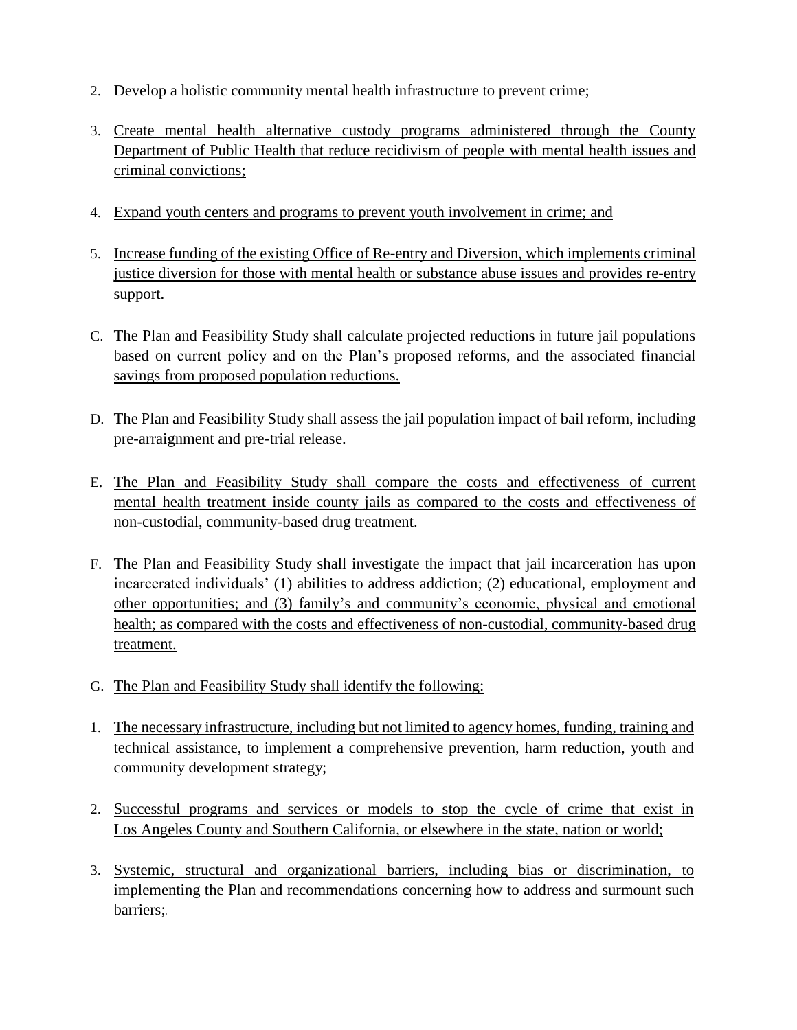2. Develop a holistic community mental health infrastructure to prevent crime;

3. Create mental health alternative custody programs administered through the County Department of Public Health that reduce recidivism of people with mental health issues and criminal convictions;

4. Expand youth centers and programs to prevent youth involvement in crime; and

5. Increase funding of the existing Office of Re-entry and Diversion, which implements criminal justice diversion for those with mental health or substance abuse issues and provides re-entry support.

C. The Plan and Feasibility Study shall calculate projected reductions in future jail populations based on current policy and on the Plan's proposed reforms, and the associated financial savings from proposed population reductions.

D. The Plan and Feasibility Study shall assess the jail population impact of bail reform, including pre-arraignment and pre-trial release.

E. The Plan and Feasibility Study shall compare the costs and effectiveness of current mental health treatment inside county jails as compared to the costs and effectiveness of non-custodial, community-based drug treatment.

F. The Plan and Feasibility Study shall investigate the impact that jail incarceration has upon incarcerated individuals' (1) abilities to address addiction; (2) educational, employment and other opportunities; and (3) family's and community's economic, physical and emotional health; as compared with the costs and effectiveness of non-custodial, community-based drug treatment.

G. The Plan and Feasibility Study shall identify the following:

1. The necessary infrastructure, including but not limited to agency homes, funding, training and technical assistance, to implement a comprehensive prevention, harm reduction, youth and community development strategy;

2. Successful programs and services or models to stop the cycle of crime that exist in Los Angeles County and Southern California, or elsewhere in the state, nation or world;

3. Systemic, structural and organizational barriers, including bias or discrimination, to implementing the Plan and recommendations concerning how to address and surmount such barriers;.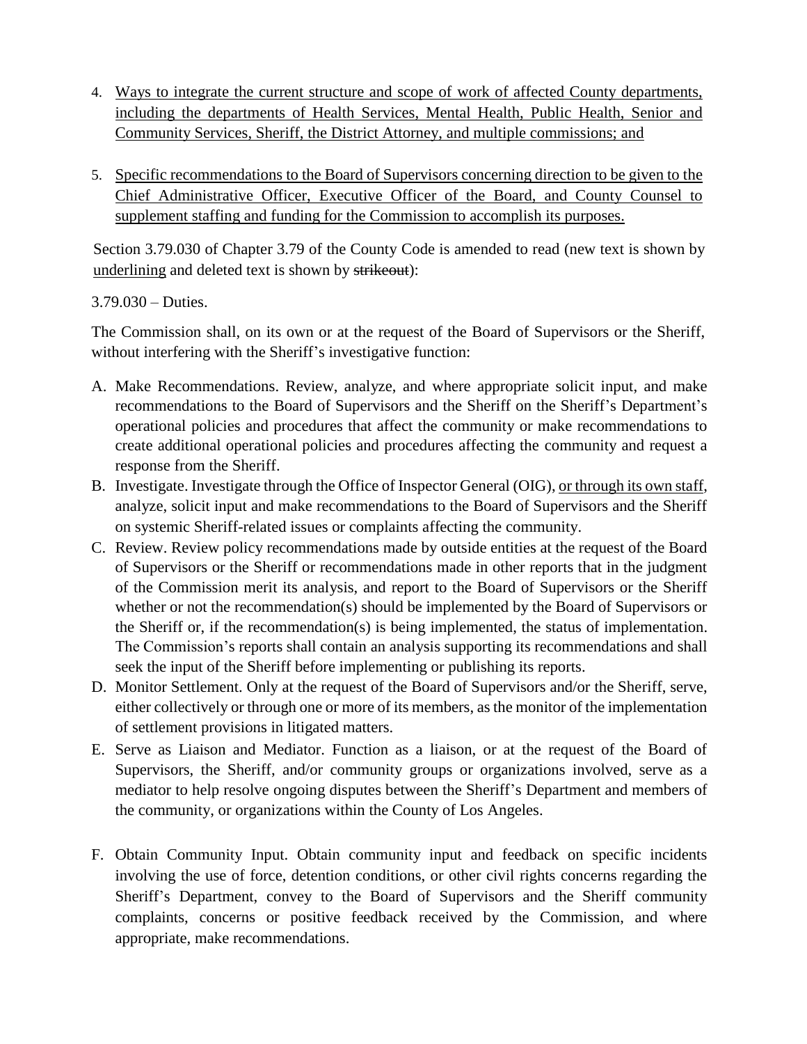4. <u>Ways to integrate the current structure and scope of work of affected County departments, including the departments of Health Services, Mental Health, Public Health, Senior and Community Services, Sheriff, the District Attorney, and multiple commissions; and</u>

5. <u>Specific recommendations to the Board of Supervisors concerning direction to be given to the Chief Administrative Officer, Executive Officer of the Board, and County Counsel to supplement staffing and funding for the Commission to accomplish its purposes.</u>

Section 3.79.030 of Chapter 3.79 of the County Code is amended to read (new text is shown by <u>underlining</u> and deleted text is shown by ~~strikeout~~):

3.79.030 – Duties.

The Commission shall, on its own or at the request of the Board of Supervisors or the Sheriff, without interfering with the Sheriff's investigative function:

A. Make Recommendations. Review, analyze, and where appropriate solicit input, and make recommendations to the Board of Supervisors and the Sheriff on the Sheriff's Department's operational policies and procedures that affect the community or make recommendations to create additional operational policies and procedures affecting the community and request a response from the Sheriff.
B. Investigate. Investigate through the Office of Inspector General (OIG), <u>or through its own staff</u>, analyze, solicit input and make recommendations to the Board of Supervisors and the Sheriff on systemic Sheriff-related issues or complaints affecting the community.
C. Review. Review policy recommendations made by outside entities at the request of the Board of Supervisors or the Sheriff or recommendations made in other reports that in the judgment of the Commission merit its analysis, and report to the Board of Supervisors or the Sheriff whether or not the recommendation(s) should be implemented by the Board of Supervisors or the Sheriff or, if the recommendation(s) is being implemented, the status of implementation. The Commission's reports shall contain an analysis supporting its recommendations and shall seek the input of the Sheriff before implementing or publishing its reports.
D. Monitor Settlement. Only at the request of the Board of Supervisors and/or the Sheriff, serve, either collectively or through one or more of its members, as the monitor of the implementation of settlement provisions in litigated matters.
E. Serve as Liaison and Mediator. Function as a liaison, or at the request of the Board of Supervisors, the Sheriff, and/or community groups or organizations involved, serve as a mediator to help resolve ongoing disputes between the Sheriff's Department and members of the community, or organizations within the County of Los Angeles.
F. Obtain Community Input. Obtain community input and feedback on specific incidents involving the use of force, detention conditions, or other civil rights concerns regarding the Sheriff's Department, convey to the Board of Supervisors and the Sheriff community complaints, concerns or positive feedback received by the Commission, and where appropriate, make recommendations.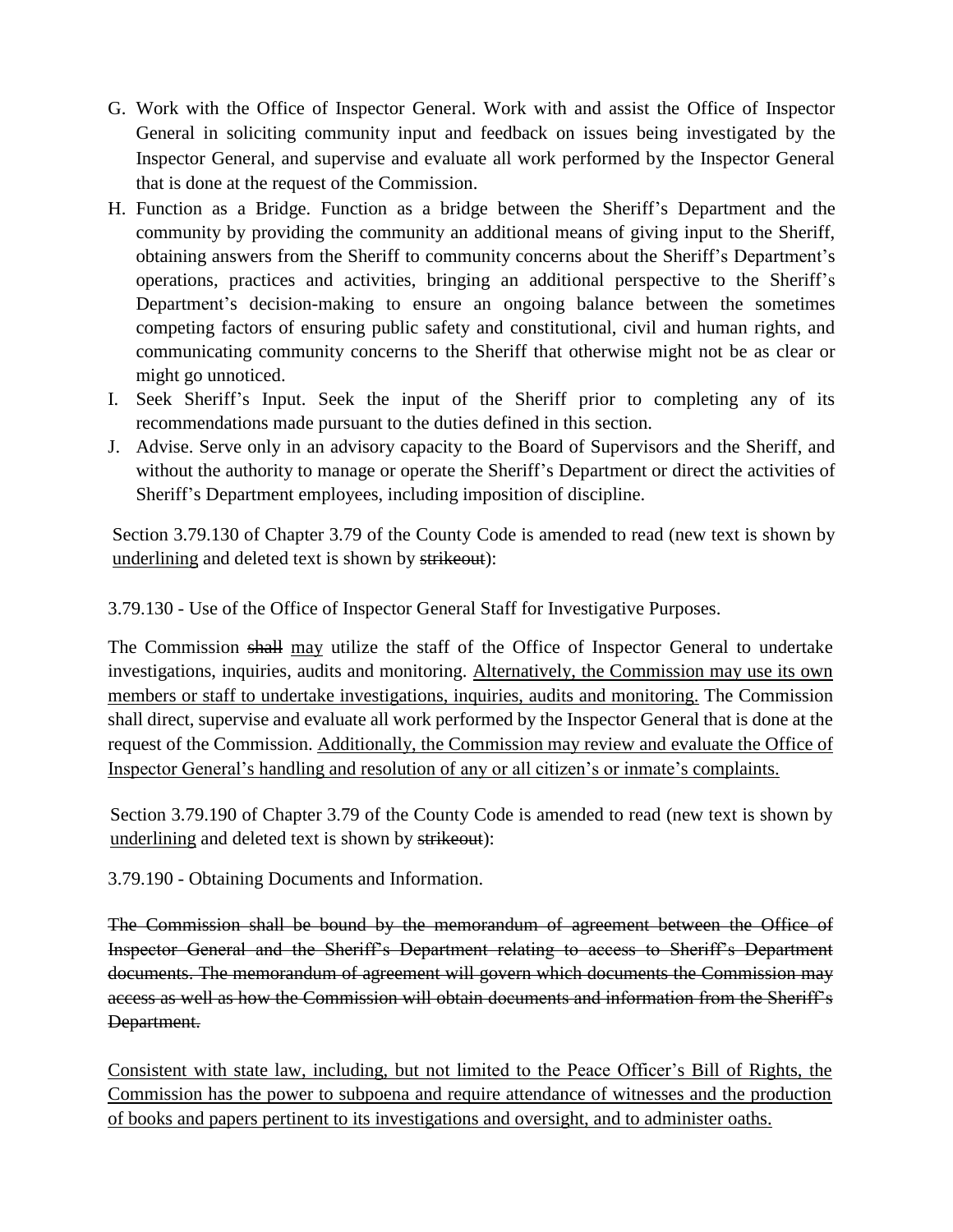G. Work with the Office of Inspector General. Work with and assist the Office of Inspector General in soliciting community input and feedback on issues being investigated by the Inspector General, and supervise and evaluate all work performed by the Inspector General that is done at the request of the Commission.
H. Function as a Bridge. Function as a bridge between the Sheriff's Department and the community by providing the community an additional means of giving input to the Sheriff, obtaining answers from the Sheriff to community concerns about the Sheriff's Department's operations, practices and activities, bringing an additional perspective to the Sheriff's Department's decision-making to ensure an ongoing balance between the sometimes competing factors of ensuring public safety and constitutional, civil and human rights, and communicating community concerns to the Sheriff that otherwise might not be as clear or might go unnoticed.
I. Seek Sheriff's Input. Seek the input of the Sheriff prior to completing any of its recommendations made pursuant to the duties defined in this section.
J. Advise. Serve only in an advisory capacity to the Board of Supervisors and the Sheriff, and without the authority to manage or operate the Sheriff's Department or direct the activities of Sheriff's Department employees, including imposition of discipline.

Section 3.79.130 of Chapter 3.79 of the County Code is amended to read (new text is shown by <u>underlining</u> and deleted text is shown by ~~strikeout~~):

3.79.130 - Use of the Office of Inspector General Staff for Investigative Purposes.

The Commission ~~shall~~ <u>may</u> utilize the staff of the Office of Inspector General to undertake investigations, inquiries, audits and monitoring. <u>Alternatively, the Commission may use its own members or staff to undertake investigations, inquiries, audits and monitoring.</u> The Commission shall direct, supervise and evaluate all work performed by the Inspector General that is done at the request of the Commission. <u>Additionally, the Commission may review and evaluate the Office of Inspector General's handling and resolution of any or all citizen's or inmate's complaints.</u>

Section 3.79.190 of Chapter 3.79 of the County Code is amended to read (new text is shown by <u>underlining</u> and deleted text is shown by ~~strikeout~~):

3.79.190 - Obtaining Documents and Information.

~~The Commission shall be bound by the memorandum of agreement between the Office of Inspector General and the Sheriff's Department relating to access to Sheriff's Department documents. The memorandum of agreement will govern which documents the Commission may access as well as how the Commission will obtain documents and information from the Sheriff's Department.~~

<u>Consistent with state law, including, but not limited to the Peace Officer's Bill of Rights, the Commission has the power to subpoena and require attendance of witnesses and the production of books and papers pertinent to its investigations and oversight, and to administer oaths.</u>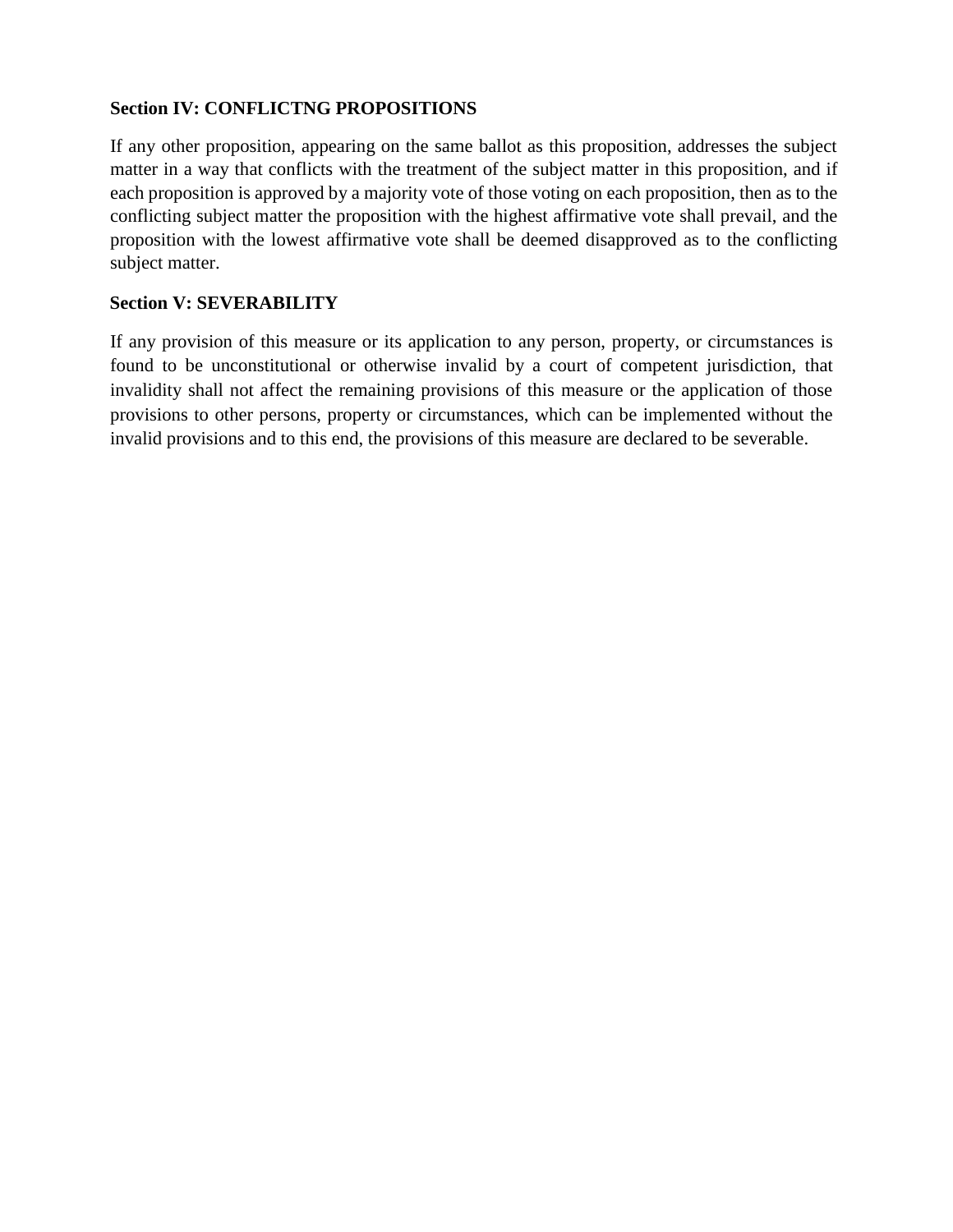**Section IV: CONFLICTNG PROPOSITIONS**

If any other proposition, appearing on the same ballot as this proposition, addresses the subject matter in a way that conflicts with the treatment of the subject matter in this proposition, and if each proposition is approved by a majority vote of those voting on each proposition, then as to the conflicting subject matter the proposition with the highest affirmative vote shall prevail, and the proposition with the lowest affirmative vote shall be deemed disapproved as to the conflicting subject matter.

**Section V: SEVERABILITY**

If any provision of this measure or its application to any person, property, or circumstances is found to be unconstitutional or otherwise invalid by a court of competent jurisdiction, that invalidity shall not affect the remaining provisions of this measure or the application of those provisions to other persons, property or circumstances, which can be implemented without the invalid provisions and to this end, the provisions of this measure are declared to be severable.